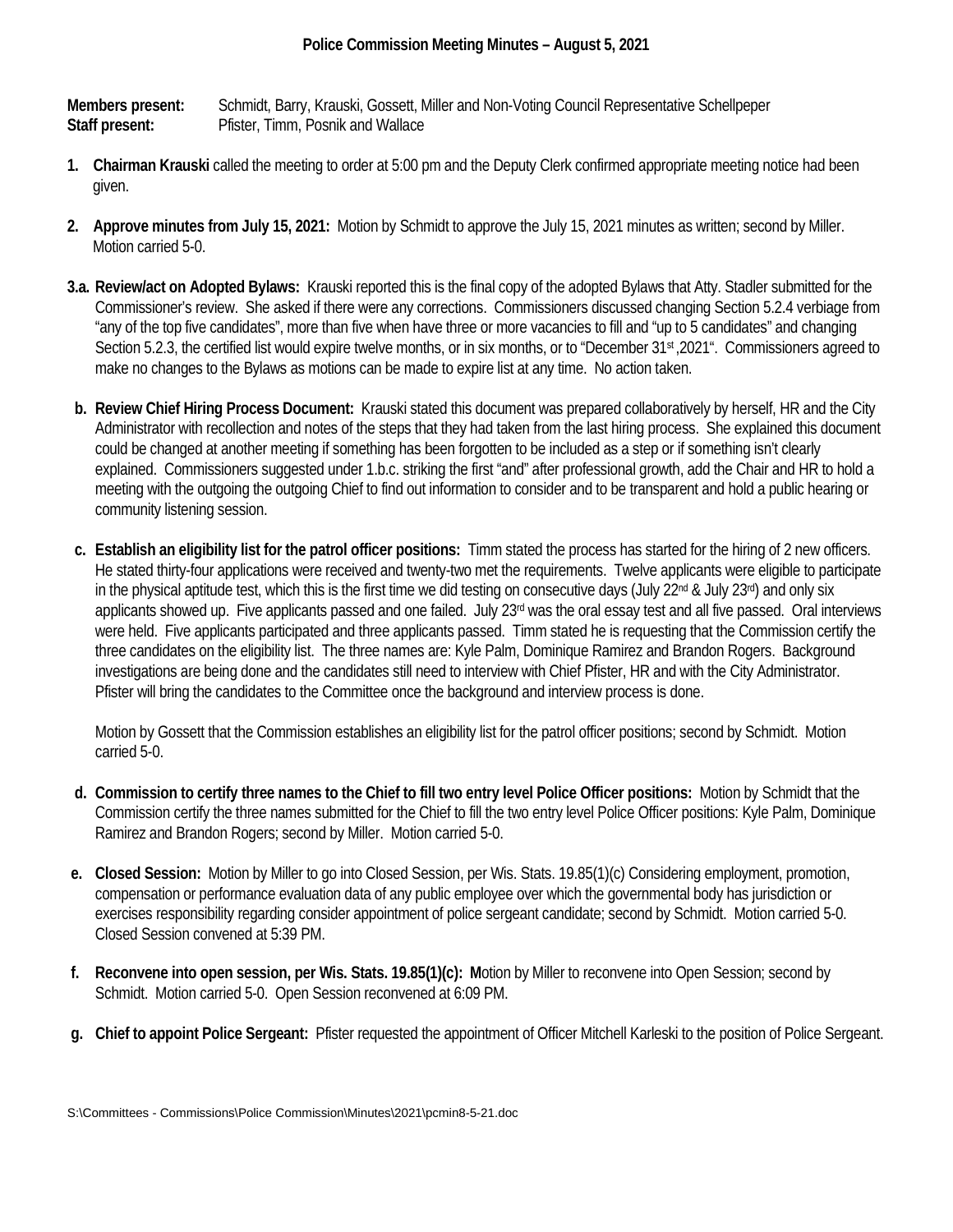## Police Commission Meeting Minutes – August 5, 2021

**Members present:** Schmidt, Barry, Krauski, Gossett, Miller and Non-Voting Council Representative Schellpeper
**Staff present:** Pfister, Timm, Posnik and Wallace

1. **Chairman Krauski** called the meeting to order at 5:00 pm and the Deputy Clerk confirmed appropriate meeting notice had been given.

2. **Approve minutes from July 15, 2021:** Motion by Schmidt to approve the July 15, 2021 minutes as written; second by Miller. Motion carried 5-0.

3.a. **Review/act on Adopted Bylaws:** Krauski reported this is the final copy of the adopted Bylaws that Atty. Stadler submitted for the Commissioner's review. She asked if there were any corrections. Commissioners discussed changing Section 5.2.4 verbiage from "any of the top five candidates", more than five when have three or more vacancies to fill and "up to 5 candidates" and changing Section 5.2.3, the certified list would expire twelve months, or in six months, or to "December 31st ,2021". Commissioners agreed to make no changes to the Bylaws as motions can be made to expire list at any time. No action taken.

b. **Review Chief Hiring Process Document:** Krauski stated this document was prepared collaboratively by herself, HR and the City Administrator with recollection and notes of the steps that they had taken from the last hiring process. She explained this document could be changed at another meeting if something has been forgotten to be included as a step or if something isn't clearly explained. Commissioners suggested under 1.b.c. striking the first "and" after professional growth, add the Chair and HR to hold a meeting with the outgoing the outgoing Chief to find out information to consider and to be transparent and hold a public hearing or community listening session.

c. **Establish an eligibility list for the patrol officer positions:** Timm stated the process has started for the hiring of 2 new officers. He stated thirty-four applications were received and twenty-two met the requirements. Twelve applicants were eligible to participate in the physical aptitude test, which this is the first time we did testing on consecutive days (July 22nd & July 23rd) and only six applicants showed up. Five applicants passed and one failed. July 23rd was the oral essay test and all five passed. Oral interviews were held. Five applicants participated and three applicants passed. Timm stated he is requesting that the Commission certify the three candidates on the eligibility list. The three names are: Kyle Palm, Dominique Ramirez and Brandon Rogers. Background investigations are being done and the candidates still need to interview with Chief Pfister, HR and with the City Administrator. Pfister will bring the candidates to the Committee once the background and interview process is done.

   Motion by Gossett that the Commission establishes an eligibility list for the patrol officer positions; second by Schmidt. Motion carried 5-0.

d. **Commission to certify three names to the Chief to fill two entry level Police Officer positions:** Motion by Schmidt that the Commission certify the three names submitted for the Chief to fill the two entry level Police Officer positions: Kyle Palm, Dominique Ramirez and Brandon Rogers; second by Miller. Motion carried 5-0.

e. **Closed Session:** Motion by Miller to go into Closed Session, per Wis. Stats. 19.85(1)(c) Considering employment, promotion, compensation or performance evaluation data of any public employee over which the governmental body has jurisdiction or exercises responsibility regarding consider appointment of police sergeant candidate; second by Schmidt. Motion carried 5-0. Closed Session convened at 5:39 PM.

f. **Reconvene into open session, per Wis. Stats. 19.85(1)(c): M**otion by Miller to reconvene into Open Session; second by Schmidt. Motion carried 5-0. Open Session reconvened at 6:09 PM.

g. **Chief to appoint Police Sergeant:** Pfister requested the appointment of Officer Mitchell Karleski to the position of Police Sergeant.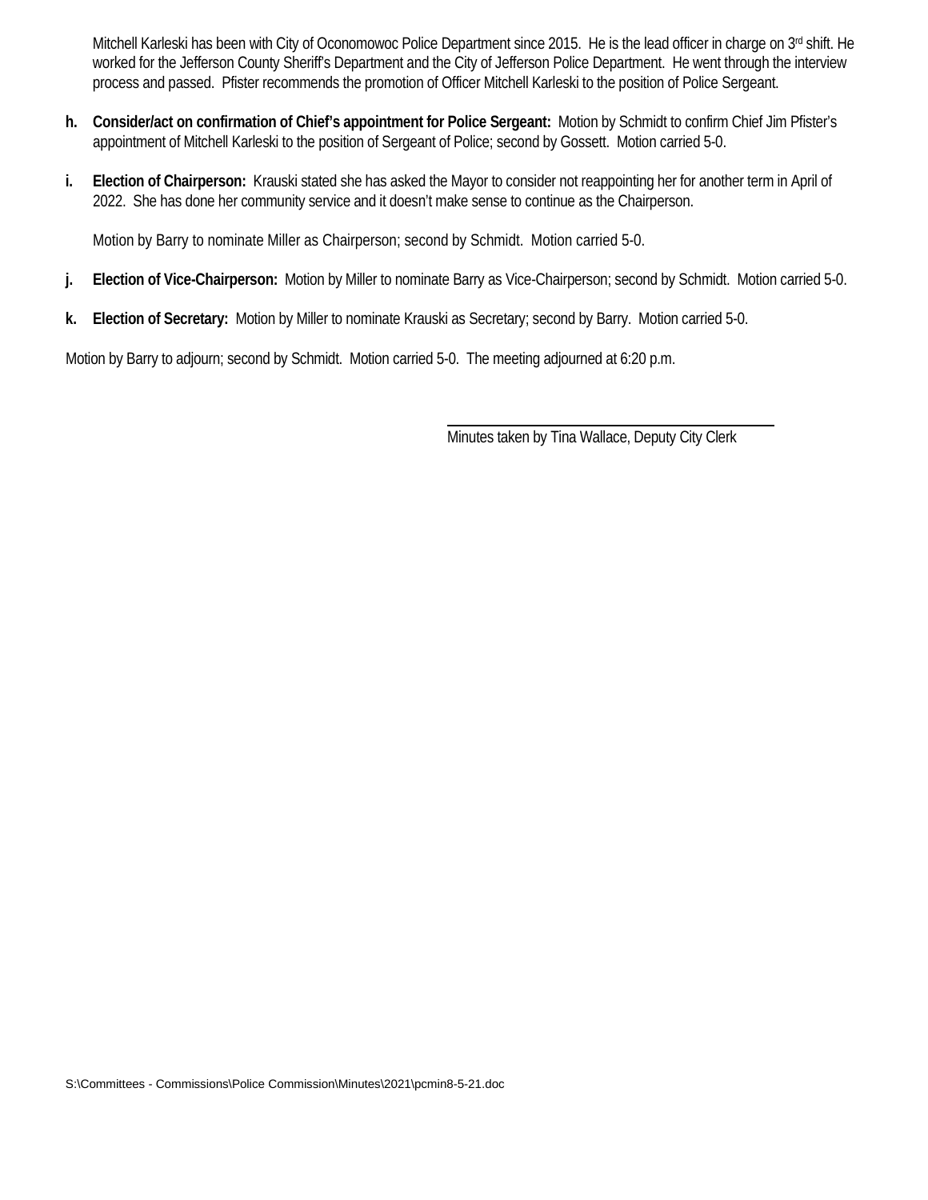Mitchell Karleski has been with City of Oconomowoc Police Department since 2015. He is the lead officer in charge on 3rd shift. He worked for the Jefferson County Sheriff's Department and the City of Jefferson Police Department. He went through the interview process and passed. Pfister recommends the promotion of Officer Mitchell Karleski to the position of Police Sergeant.

**h. Consider/act on confirmation of Chief's appointment for Police Sergeant:** Motion by Schmidt to confirm Chief Jim Pfister's appointment of Mitchell Karleski to the position of Sergeant of Police; second by Gossett. Motion carried 5-0.

**i. Election of Chairperson:** Krauski stated she has asked the Mayor to consider not reappointing her for another term in April of 2022. She has done her community service and it doesn't make sense to continue as the Chairperson.

Motion by Barry to nominate Miller as Chairperson; second by Schmidt. Motion carried 5-0.

**j. Election of Vice-Chairperson:** Motion by Miller to nominate Barry as Vice-Chairperson; second by Schmidt. Motion carried 5-0.

**k. Election of Secretary:** Motion by Miller to nominate Krauski as Secretary; second by Barry. Motion carried 5-0.

Motion by Barry to adjourn; second by Schmidt. Motion carried 5-0. The meeting adjourned at 6:20 p.m.

Minutes taken by Tina Wallace, Deputy City Clerk

S:\Committees - Commissions\Police Commission\Minutes\2021\pcmin8-5-21.doc